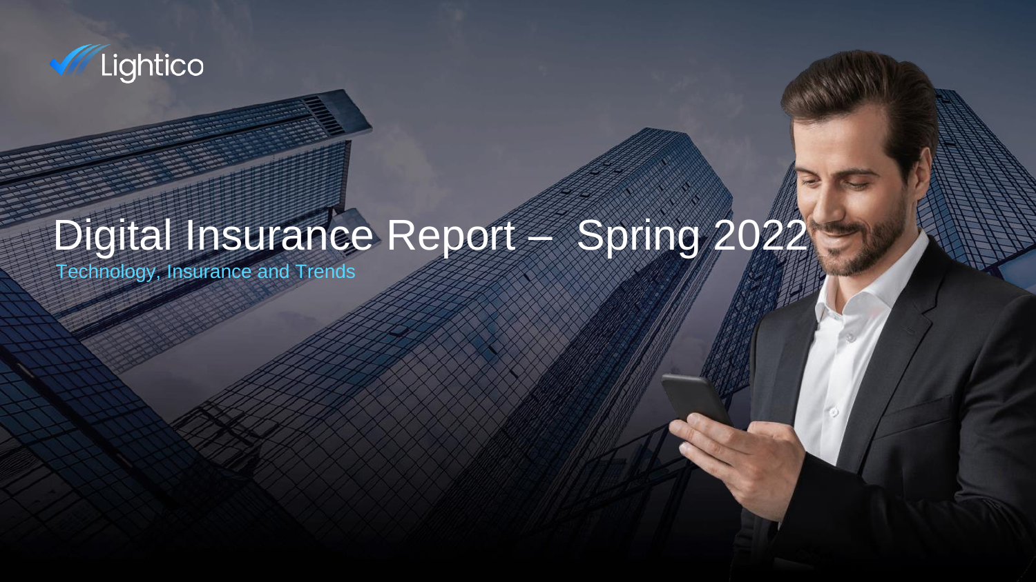Lightico

# Digital Insurance Report – Spring 2022

Technology, Insurance and Trends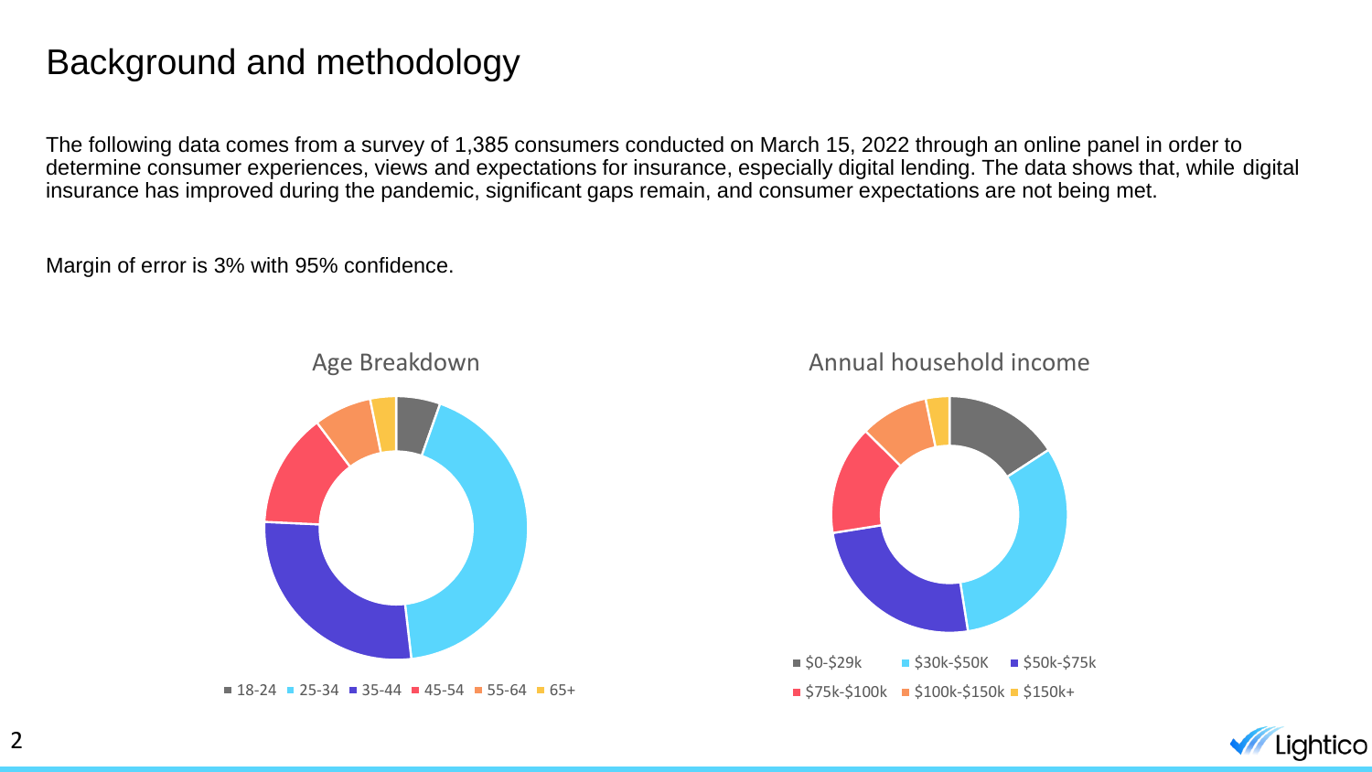# Background and methodology

The following data comes from a survey of 1,385 consumers conducted on March 15, 2022 through an online panel in order to determine consumer experiences, views and expectations for insurance, especially digital lending. The data shows that, while digital insurance has improved during the pandemic, significant gaps remain, and consumer expectations are not being met.

Margin of error is 3% with 95% confidence.

Age Breakdown

18-24 · 25-34 · 35-44 · 45-54 · 55-64 · 65+

Annual household income

$0-$29k · $30k-$50K · $50k-$75k · $75k-$100k · $100k-$150k · $150k+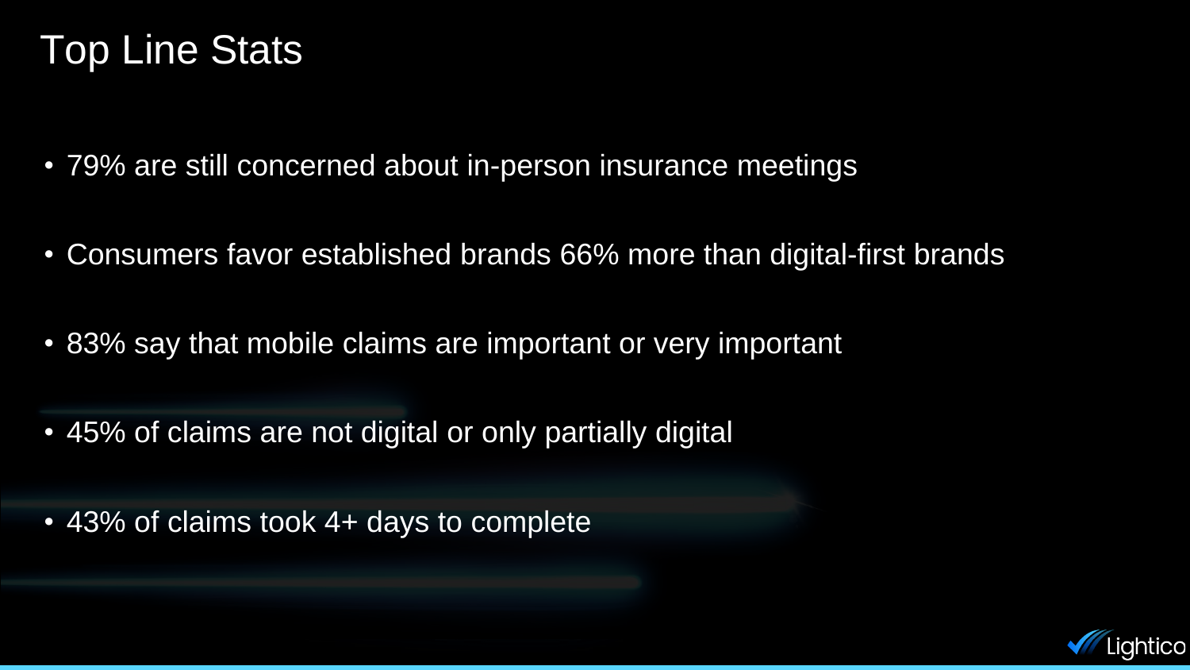# Top Line Stats

- 79% are still concerned about in-person insurance meetings
- Consumers favor established brands 66% more than digital-first brands
- 83% say that mobile claims are important or very important
- 45% of claims are not digital or only partially digital
- 43% of claims took 4+ days to complete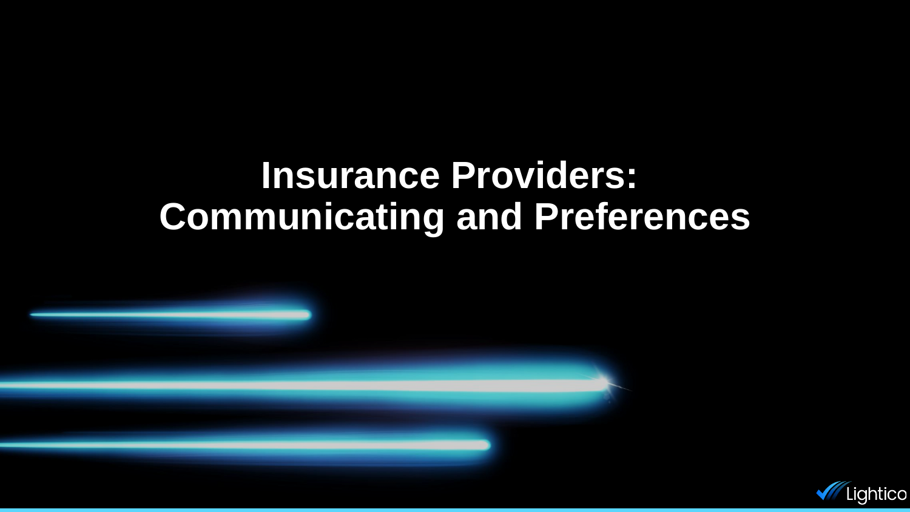# Insurance Providers: Communicating and Preferences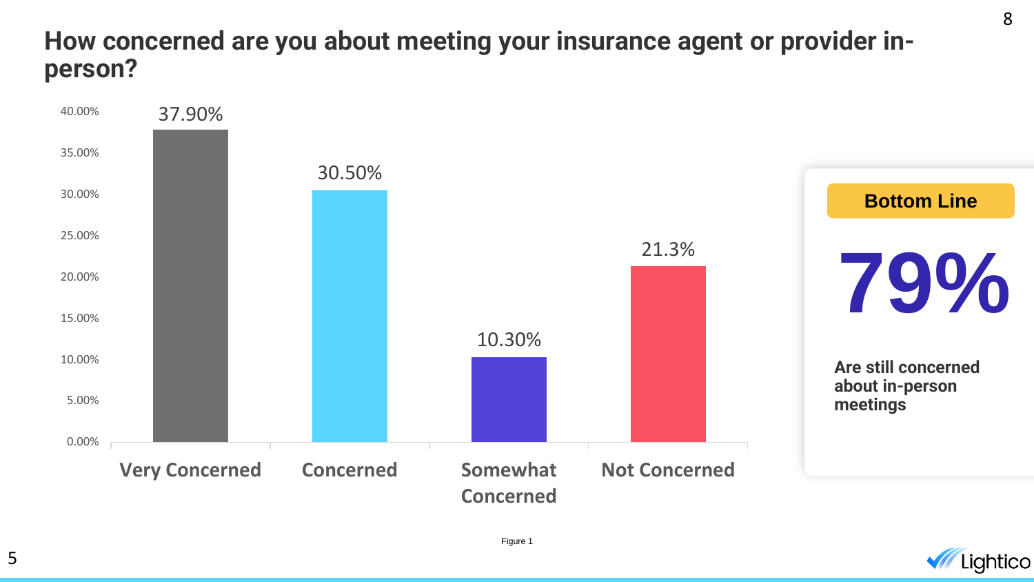## How concerned are you about meeting your insurance agent or provider in-person?

| Response | Percentage |
|---|---|
| Very Concerned | 37.90% |
| Concerned | 30.50% |
| Somewhat Concerned | 10.30% |
| Not Concerned | 21.3% |

**Bottom Line**

**79%**

**Are still concerned about in-person meetings**

Figure 1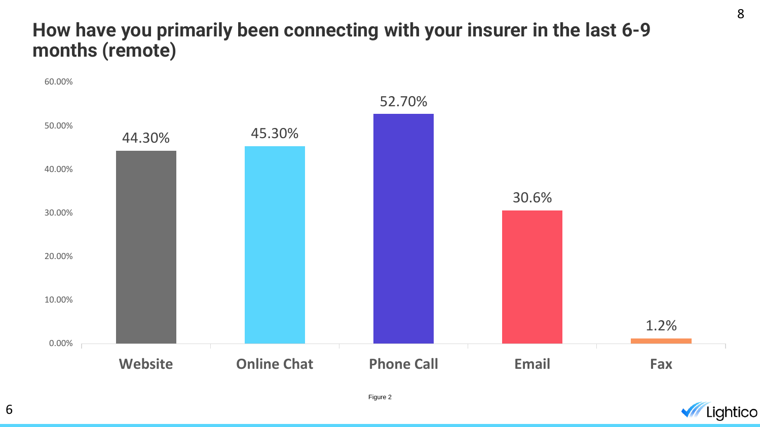# How have you primarily been connecting with your insurer in the last 6-9 months (remote)

| Channel | Percentage |
| --- | --- |
| Website | 44.30% |
| Online Chat | 45.30% |
| Phone Call | 52.70% |
| Email | 30.6% |
| Fax | 1.2% |

Figure 2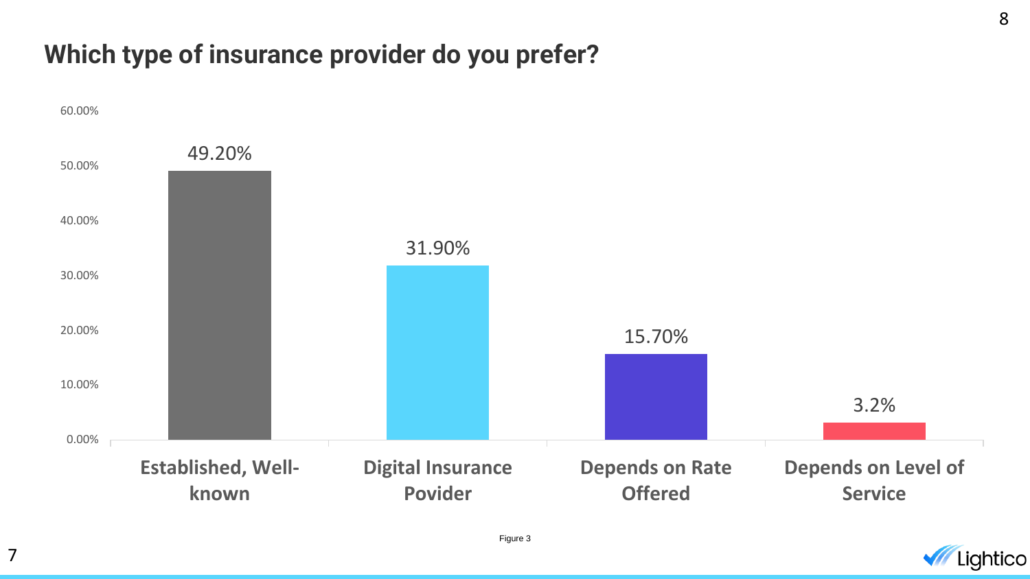## Which type of insurance provider do you prefer?

| Category | Percentage |
| --- | --- |
| Established, Well-known | 49.20% |
| Digital Insurance Povider | 31.90% |
| Depends on Rate Offered | 15.70% |
| Depends on Level of Service | 3.2% |

Figure 3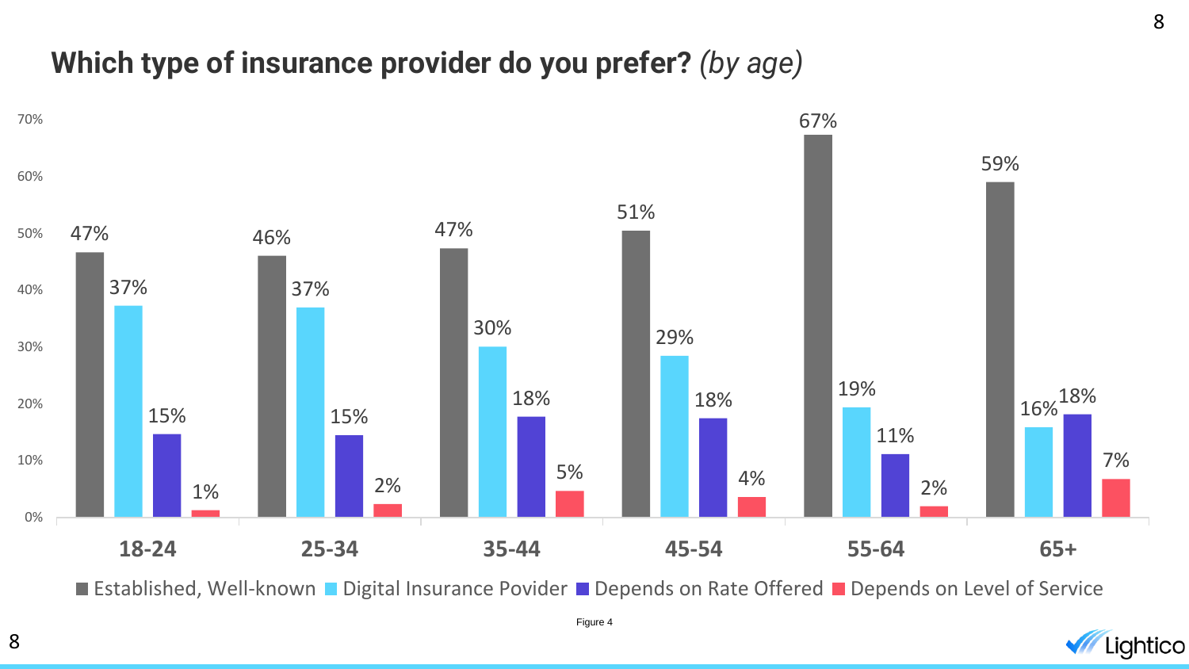## Which type of insurance provider do you prefer? *(by age)*

| Age | Established, Well-known | Digital Insurance Povider | Depends on Rate Offered | Depends on Level of Service |
|---|---|---|---|---|
| 18-24 | 47% | 37% | 15% | 1% |
| 25-34 | 46% | 37% | 15% | 2% |
| 35-44 | 47% | 30% | 18% | 5% |
| 45-54 | 51% | 29% | 18% | 4% |
| 55-64 | 67% | 19% | 11% | 2% |
| 65+ | 59% | 16% | 18% | 7% |

Figure 4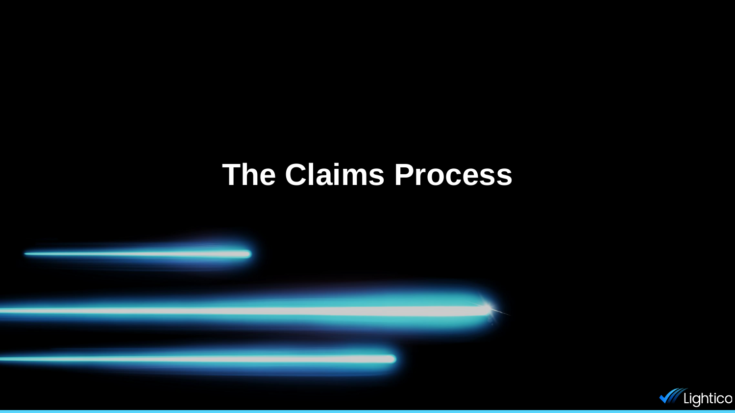# The Claims Process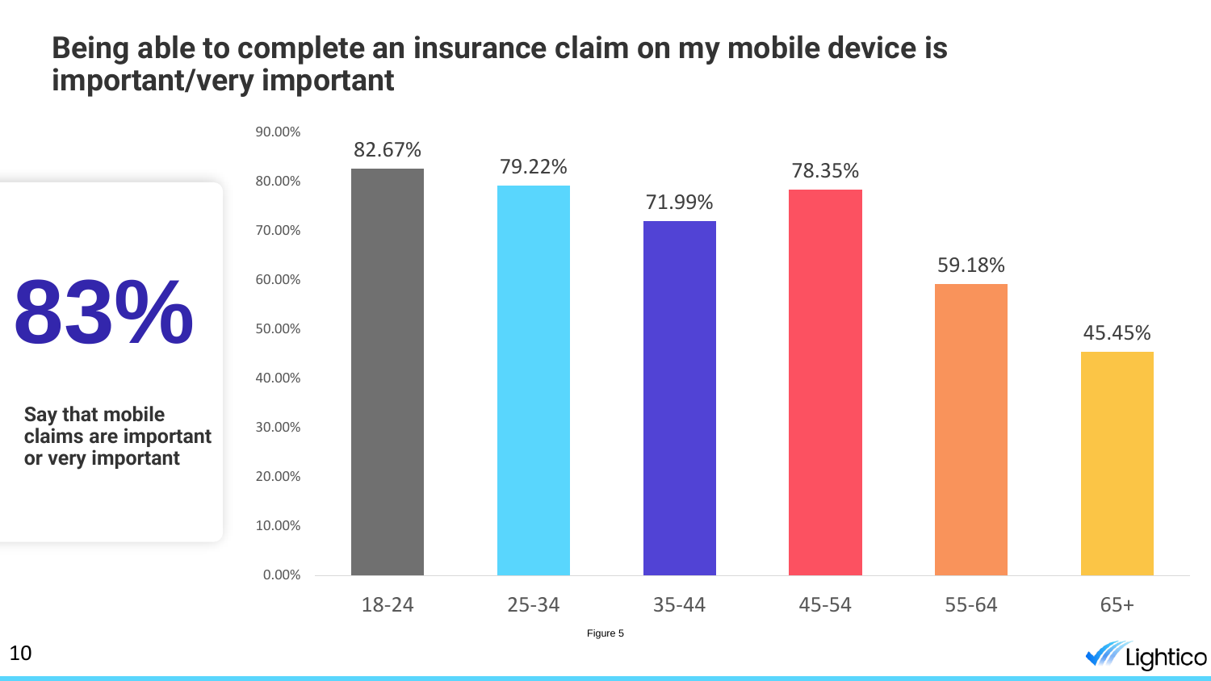# Being able to complete an insurance claim on my mobile device is important/very important

**83%**

**Say that mobile claims are important or very important**

| Age group | Important/very important |
| --- | --- |
| 18-24 | 82.67% |
| 25-34 | 79.22% |
| 35-44 | 71.99% |
| 45-54 | 78.35% |
| 55-64 | 59.18% |
| 65+ | 45.45% |

Figure 5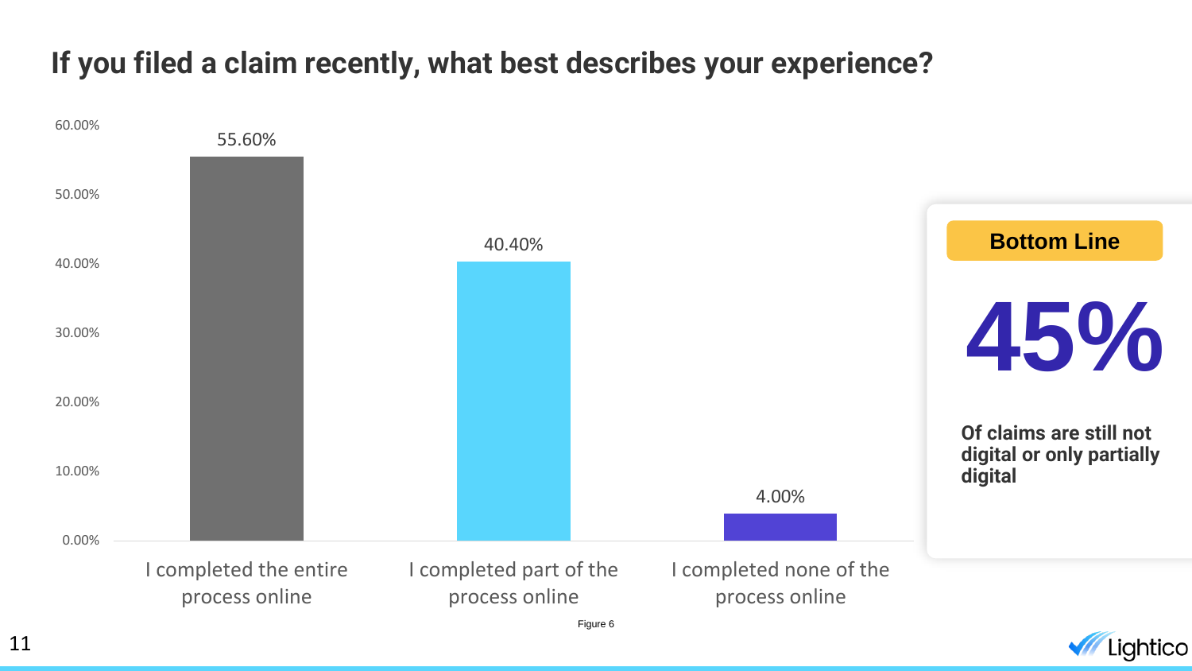# If you filed a claim recently, what best describes your experience?

| Response | Percentage |
| --- | --- |
| I completed the entire process online | 55.60% |
| I completed part of the process online | 40.40% |
| I completed none of the process online | 4.00% |

Figure 6

**Bottom Line**

**45%**

**Of claims are still not digital or only partially digital**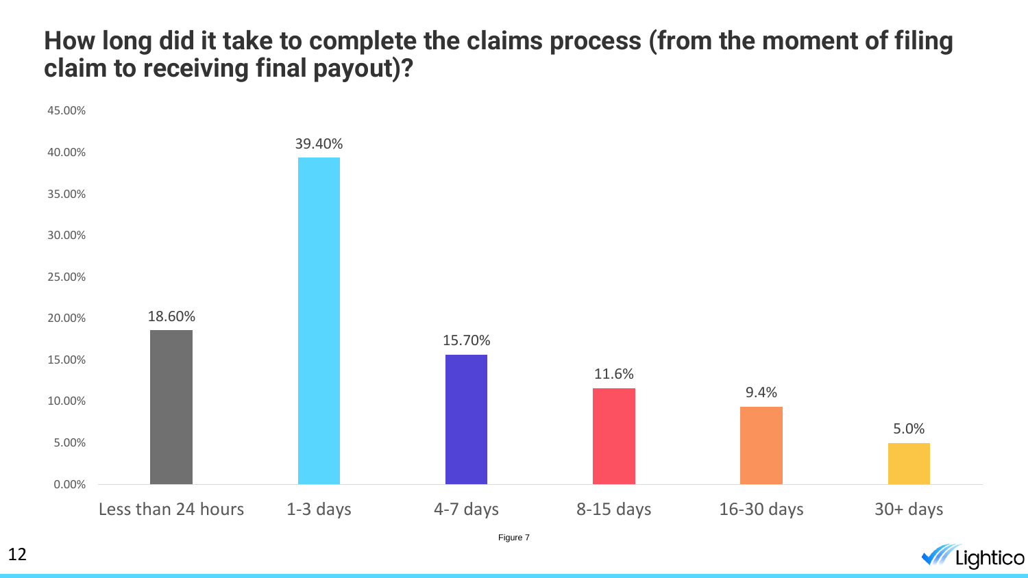## How long did it take to complete the claims process (from the moment of filing claim to receiving final payout)?

| Response | Percentage |
| --- | --- |
| Less than 24 hours | 18.60% |
| 1-3 days | 39.40% |
| 4-7 days | 15.70% |
| 8-15 days | 11.6% |
| 16-30 days | 9.4% |
| 30+ days | 5.0% |

Figure 7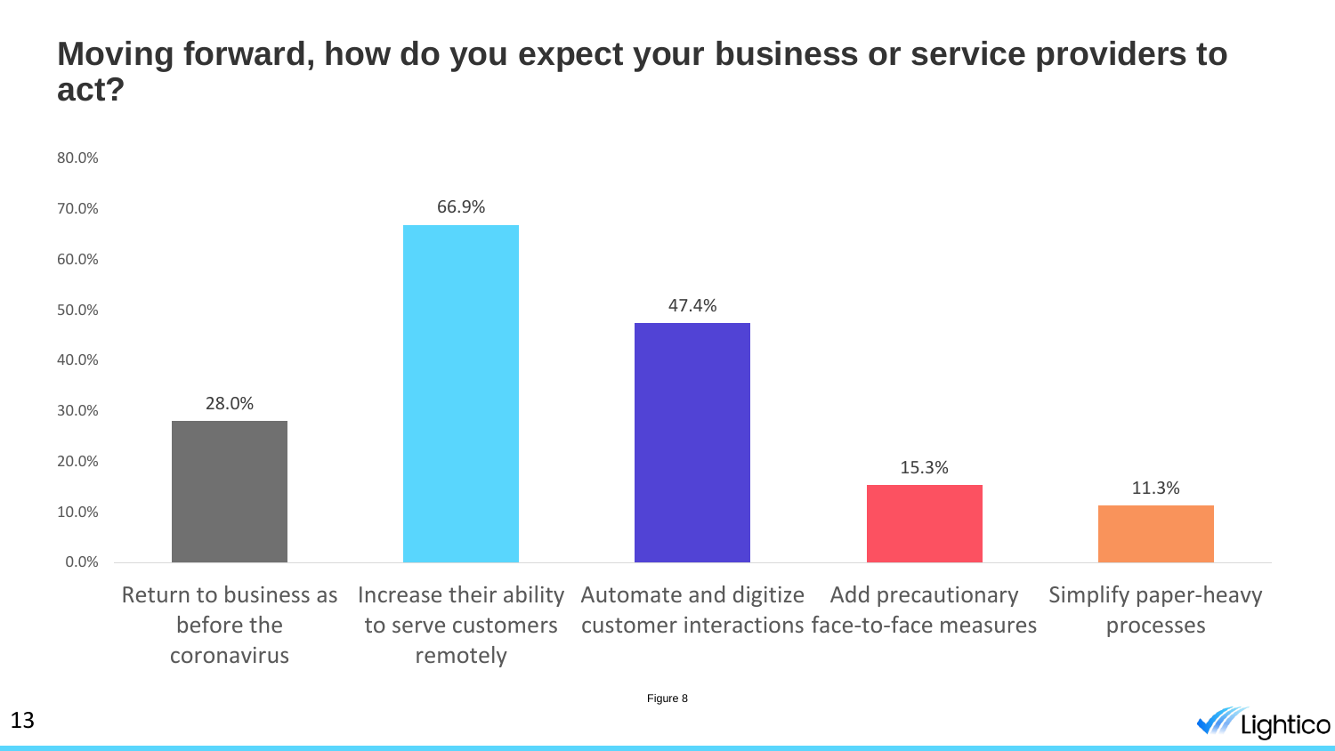## Moving forward, how do you expect your business or service providers to act?

| Response | Percentage |
| --- | --- |
| Return to business as before the coronavirus | 28.0% |
| Increase their ability to serve customers remotely | 66.9% |
| Automate and digitize customer interactions | 47.4% |
| Add precautionary face-to-face measures | 15.3% |
| Simplify paper-heavy processes | 11.3% |

Figure 8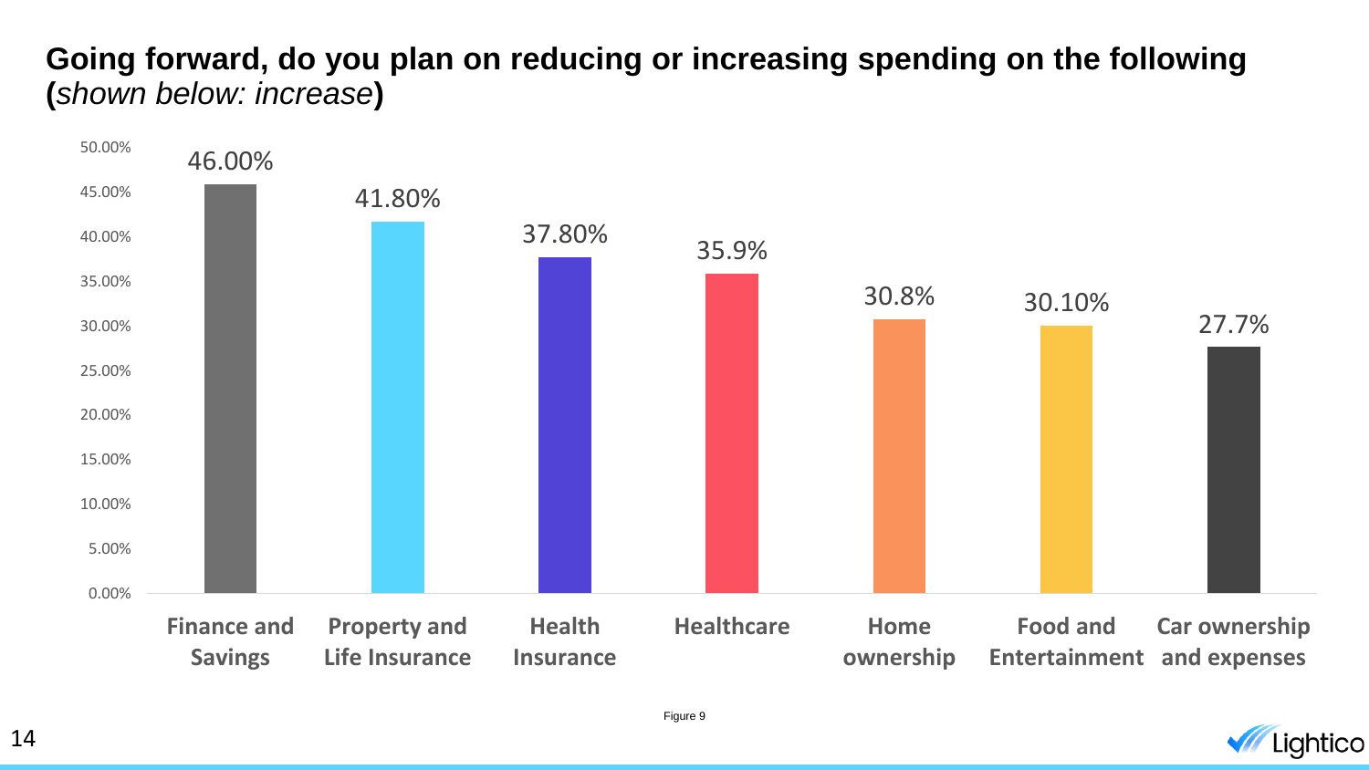**Going forward, do you plan on reducing or increasing spending on the following (*shown below: increase*)**

| Category | Increase |
| --- | --- |
| Finance and Savings | 46.00% |
| Property and Life Insurance | 41.80% |
| Health Insurance | 37.80% |
| Healthcare | 35.9% |
| Home ownership | 30.8% |
| Food and Entertainment | 30.10% |
| Car ownership and expenses | 27.7% |

Figure 9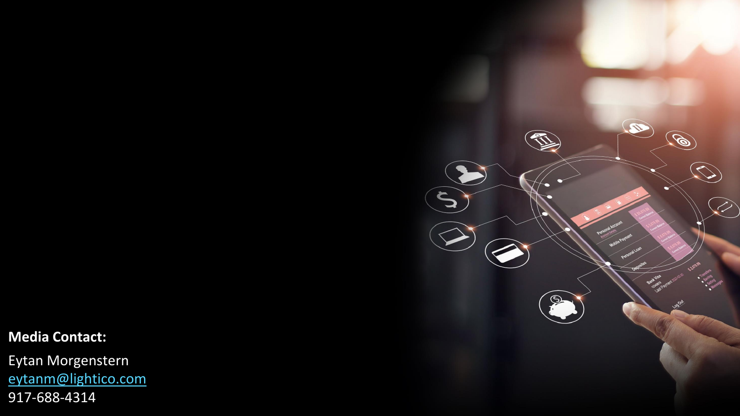**Media Contact:**

Eytan Morgenstern
eytanm@lightico.com
917-688-4314